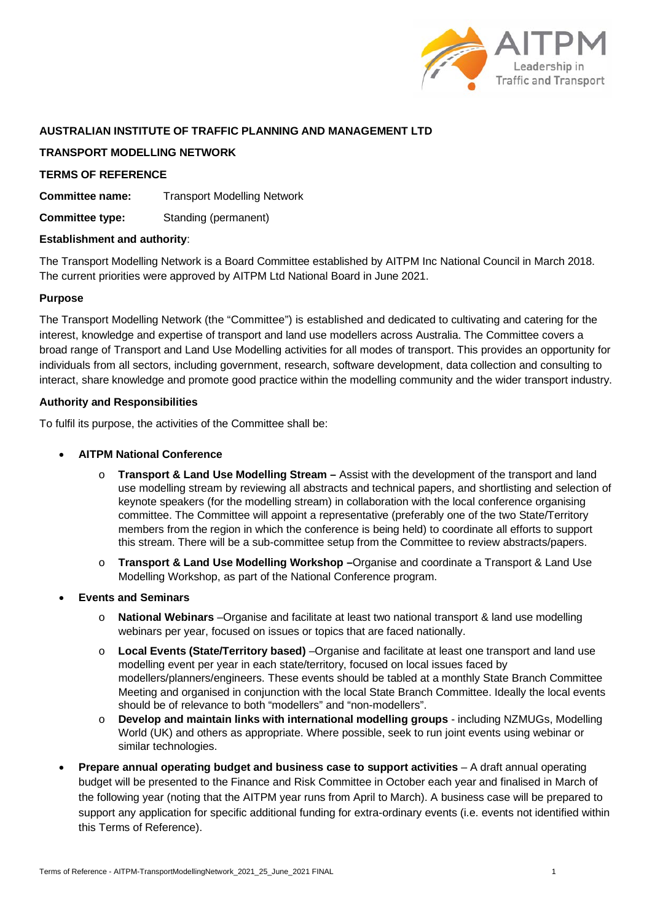**AUSTRALIAN INSTITUTE OF TRAFFIC PLANNING AND MANAGEMENT LTD**

**TRANSPORT MODELLING NETWORK**

**TERMS OF REFERENCE**

**Committee name:** Transport Modelling Network

**Committee type:** Standing (permanent)

**Establishment and authority**:

The Transport Modelling Network is a Board Committee established by AITPM Inc National Council in March 2018. The current priorities were approved by AITPM Ltd National Board in June 2021.

**Purpose**

The Transport Modelling Network (the "Committee") is established and dedicated to cultivating and catering for the interest, knowledge and expertise of transport and land use modellers across Australia. The Committee covers a broad range of Transport and Land Use Modelling activities for all modes of transport. This provides an opportunity for individuals from all sectors, including government, research, software development, data collection and consulting to interact, share knowledge and promote good practice within the modelling community and the wider transport industry.

**Authority and Responsibilities**

To fulfil its purpose, the activities of the Committee shall be:

- **AITPM National Conference**
  - **Transport & Land Use Modelling Stream –** Assist with the development of the transport and land use modelling stream by reviewing all abstracts and technical papers, and shortlisting and selection of keynote speakers (for the modelling stream) in collaboration with the local conference organising committee. The Committee will appoint a representative (preferably one of the two State/Territory members from the region in which the conference is being held) to coordinate all efforts to support this stream. There will be a sub-committee setup from the Committee to review abstracts/papers.
  - **Transport & Land Use Modelling Workshop –**Organise and coordinate a Transport & Land Use Modelling Workshop, as part of the National Conference program.
- **Events and Seminars**
  - **National Webinars** –Organise and facilitate at least two national transport & land use modelling webinars per year, focused on issues or topics that are faced nationally.
  - **Local Events (State/Territory based)** –Organise and facilitate at least one transport and land use modelling event per year in each state/territory, focused on local issues faced by modellers/planners/engineers. These events should be tabled at a monthly State Branch Committee Meeting and organised in conjunction with the local State Branch Committee. Ideally the local events should be of relevance to both "modellers" and "non-modellers".
  - **Develop and maintain links with international modelling groups** - including NZMUGs, Modelling World (UK) and others as appropriate. Where possible, seek to run joint events using webinar or similar technologies.
- **Prepare annual operating budget and business case to support activities** – A draft annual operating budget will be presented to the Finance and Risk Committee in October each year and finalised in March of the following year (noting that the AITPM year runs from April to March). A business case will be prepared to support any application for specific additional funding for extra-ordinary events (i.e. events not identified within this Terms of Reference).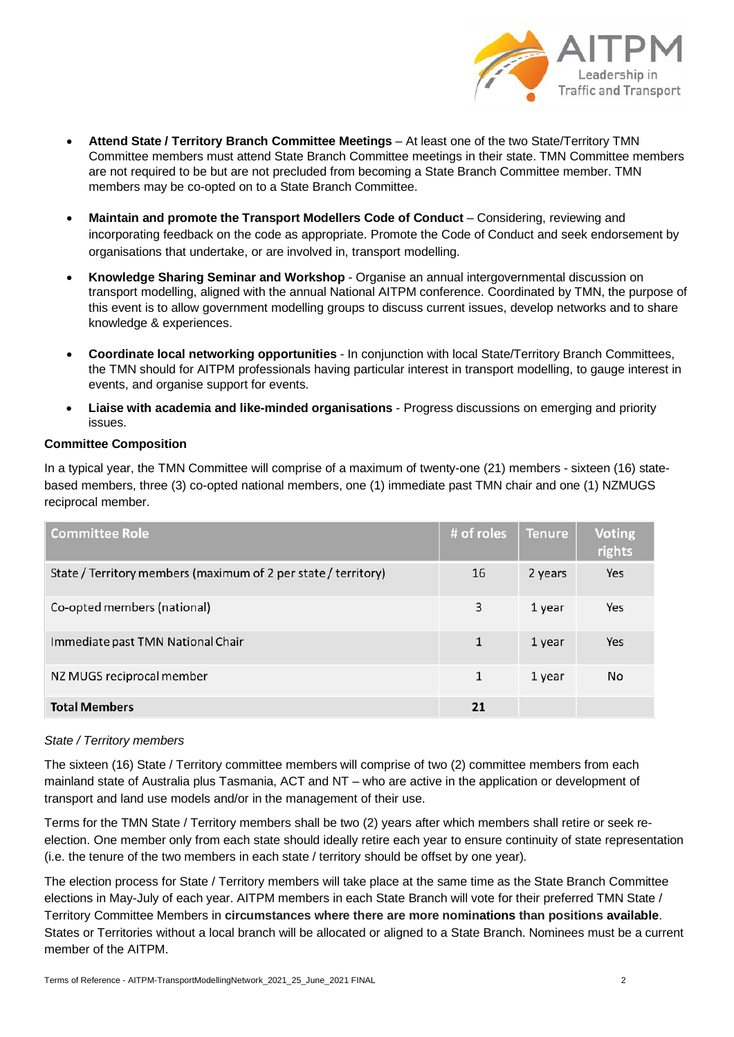- **Attend State / Territory Branch Committee Meetings** – At least one of the two State/Territory TMN Committee members must attend State Branch Committee meetings in their state. TMN Committee members are not required to be but are not precluded from becoming a State Branch Committee member. TMN members may be co-opted on to a State Branch Committee.

- **Maintain and promote the Transport Modellers Code of Conduct** – Considering, reviewing and incorporating feedback on the code as appropriate. Promote the Code of Conduct and seek endorsement by organisations that undertake, or are involved in, transport modelling.

- **Knowledge Sharing Seminar and Workshop** - Organise an annual intergovernmental discussion on transport modelling, aligned with the annual National AITPM conference. Coordinated by TMN, the purpose of this event is to allow government modelling groups to discuss current issues, develop networks and to share knowledge & experiences.

- **Coordinate local networking opportunities** - In conjunction with local State/Territory Branch Committees, the TMN should for AITPM professionals having particular interest in transport modelling, to gauge interest in events, and organise support for events.

- **Liaise with academia and like-minded organisations** - Progress discussions on emerging and priority issues.

**Committee Composition**

In a typical year, the TMN Committee will comprise of a maximum of twenty-one (21) members - sixteen (16) state-based members, three (3) co-opted national members, one (1) immediate past TMN chair and one (1) NZMUGS reciprocal member.

| Committee Role | # of roles | Tenure | Voting rights |
|---|---|---|---|
| State / Territory members (maximum of 2 per state / territory) | 16 | 2 years | Yes |
| Co-opted members (national) | 3 | 1 year | Yes |
| Immediate past TMN National Chair | 1 | 1 year | Yes |
| NZ MUGS reciprocal member | 1 | 1 year | No |
| **Total Members** | **21** | | |

*State / Territory members*

The sixteen (16) State / Territory committee members will comprise of two (2) committee members from each mainland state of Australia plus Tasmania, ACT and NT – who are active in the application or development of transport and land use models and/or in the management of their use.

Terms for the TMN State / Territory members shall be two (2) years after which members shall retire or seek re-election. One member only from each state should ideally retire each year to ensure continuity of state representation (i.e. the tenure of the two members in each state / territory should be offset by one year).

The election process for State / Territory members will take place at the same time as the State Branch Committee elections in May-July of each year. AITPM members in each State Branch will vote for their preferred TMN State / Territory Committee Members in **circumstances where there are more nominations than positions available**. States or Territories without a local branch will be allocated or aligned to a State Branch. Nominees must be a current member of the AITPM.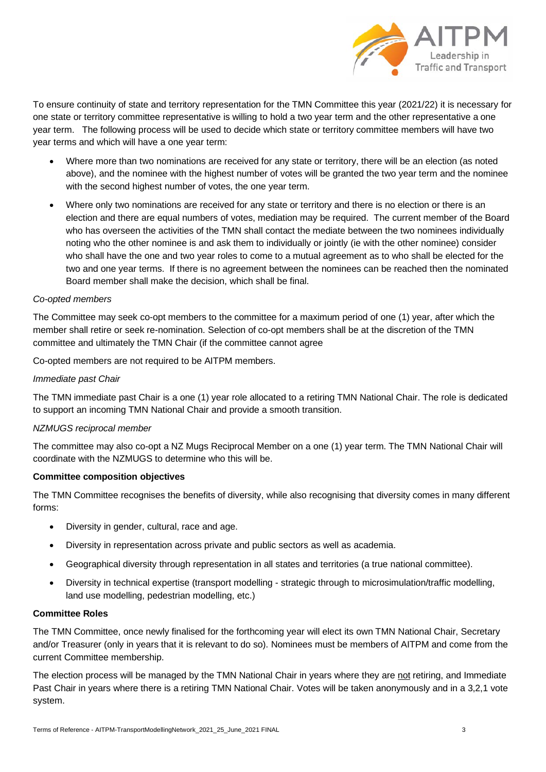To ensure continuity of state and territory representation for the TMN Committee this year (2021/22) it is necessary for one state or territory committee representative is willing to hold a two year term and the other representative a one year term. The following process will be used to decide which state or territory committee members will have two year terms and which will have a one year term:

- Where more than two nominations are received for any state or territory, there will be an election (as noted above), and the nominee with the highest number of votes will be granted the two year term and the nominee with the second highest number of votes, the one year term.
- Where only two nominations are received for any state or territory and there is no election or there is an election and there are equal numbers of votes, mediation may be required. The current member of the Board who has overseen the activities of the TMN shall contact the mediate between the two nominees individually noting who the other nominee is and ask them to individually or jointly (ie with the other nominee) consider who shall have the one and two year roles to come to a mutual agreement as to who shall be elected for the two and one year terms. If there is no agreement between the nominees can be reached then the nominated Board member shall make the decision, which shall be final.

*Co-opted members*

The Committee may seek co-opt members to the committee for a maximum period of one (1) year, after which the member shall retire or seek re-nomination. Selection of co-opt members shall be at the discretion of the TMN committee and ultimately the TMN Chair (if the committee cannot agree

Co-opted members are not required to be AITPM members.

*Immediate past Chair*

The TMN immediate past Chair is a one (1) year role allocated to a retiring TMN National Chair. The role is dedicated to support an incoming TMN National Chair and provide a smooth transition.

*NZMUGS reciprocal member*

The committee may also co-opt a NZ Mugs Reciprocal Member on a one (1) year term. The TMN National Chair will coordinate with the NZMUGS to determine who this will be.

**Committee composition objectives**

The TMN Committee recognises the benefits of diversity, while also recognising that diversity comes in many different forms:

- Diversity in gender, cultural, race and age.
- Diversity in representation across private and public sectors as well as academia.
- Geographical diversity through representation in all states and territories (a true national committee).
- Diversity in technical expertise (transport modelling - strategic through to microsimulation/traffic modelling, land use modelling, pedestrian modelling, etc.)

**Committee Roles**

The TMN Committee, once newly finalised for the forthcoming year will elect its own TMN National Chair, Secretary and/or Treasurer (only in years that it is relevant to do so). Nominees must be members of AITPM and come from the current Committee membership.

The election process will be managed by the TMN National Chair in years where they are not retiring, and Immediate Past Chair in years where there is a retiring TMN National Chair. Votes will be taken anonymously and in a 3,2,1 vote system.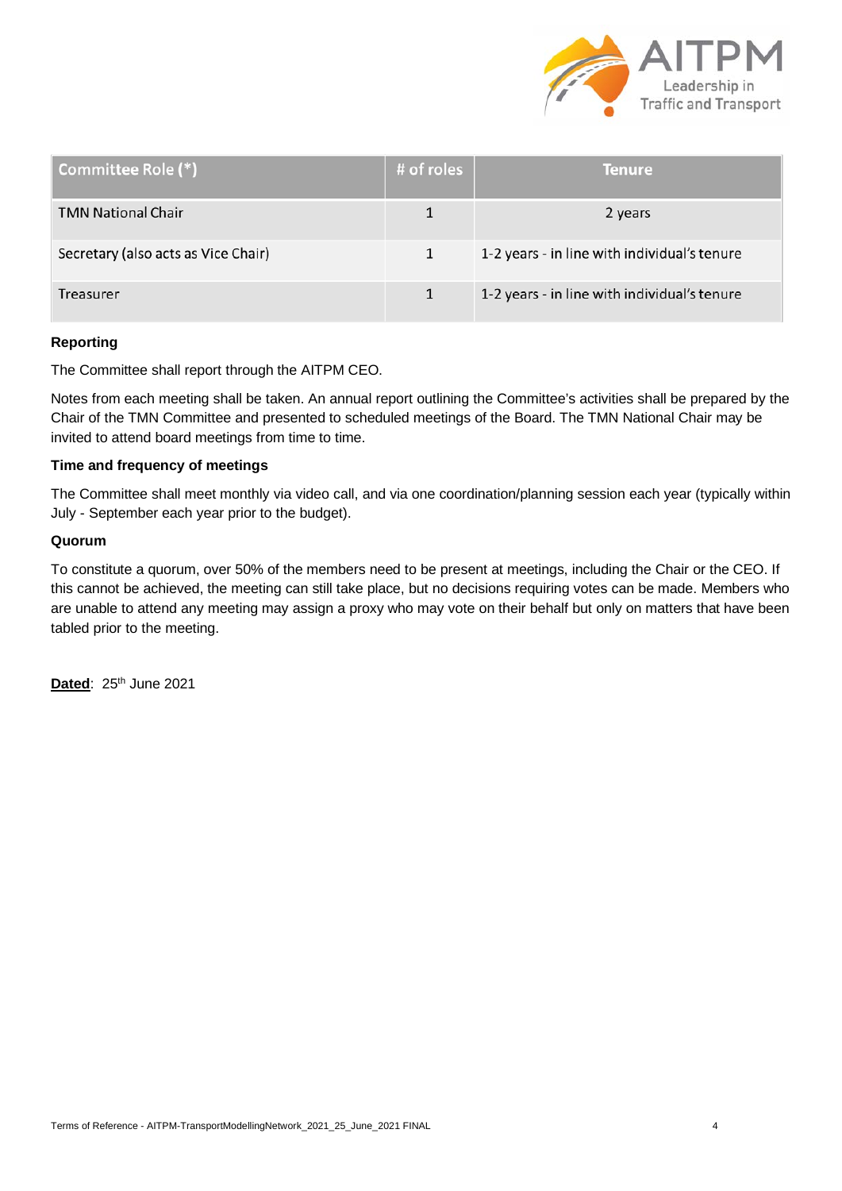| Committee Role (*) | # of roles | Tenure |
|---|---|---|
| TMN National Chair | 1 | 2 years |
| Secretary (also acts as Vice Chair) | 1 | 1-2 years - in line with individual's tenure |
| Treasurer | 1 | 1-2 years - in line with individual's tenure |

**Reporting**

The Committee shall report through the AITPM CEO.

Notes from each meeting shall be taken. An annual report outlining the Committee's activities shall be prepared by the Chair of the TMN Committee and presented to scheduled meetings of the Board. The TMN National Chair may be invited to attend board meetings from time to time.

**Time and frequency of meetings**

The Committee shall meet monthly via video call, and via one coordination/planning session each year (typically within July - September each year prior to the budget).

**Quorum**

To constitute a quorum, over 50% of the members need to be present at meetings, including the Chair or the CEO. If this cannot be achieved, the meeting can still take place, but no decisions requiring votes can be made. Members who are unable to attend any meeting may assign a proxy who may vote on their behalf but only on matters that have been tabled prior to the meeting.

**Dated**: 25th June 2021